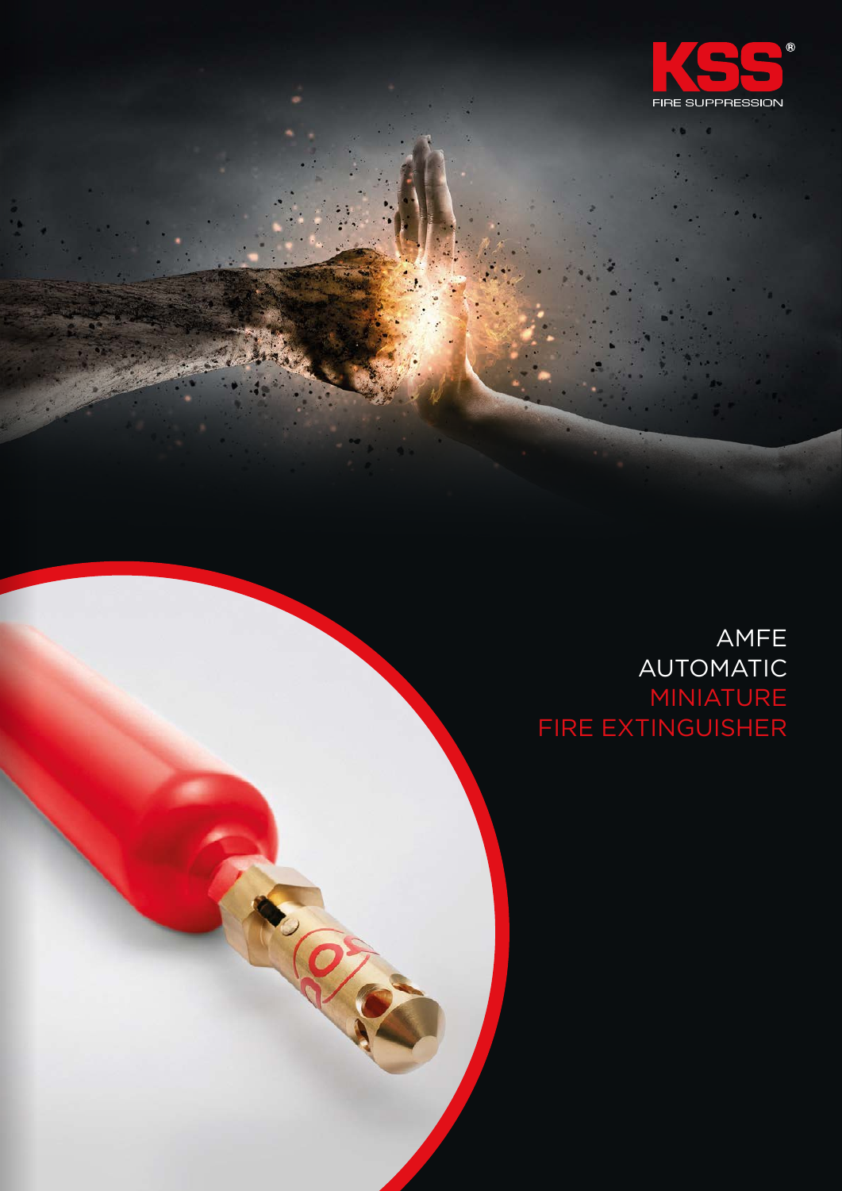KSS®
FIRE SUPPRESSION

# AMFE
# AUTOMATIC
# MINIATURE
# FIRE EXTINGUISHER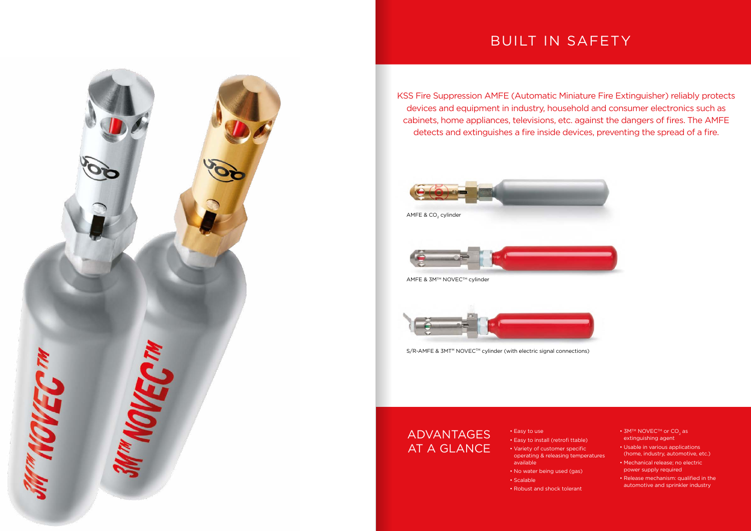# BUILT IN SAFETY

KSS Fire Suppression AMFE (Automatic Miniature Fire Extinguisher) reliably protects devices and equipment in industry, household and consumer electronics such as cabinets, home appliances, televisions, etc. against the dangers of fires. The AMFE detects and extinguishes a fire inside devices, preventing the spread of a fire.

AMFE & $CO_2$ cylinder

AMFE & 3M™ NOVEC™ cylinder

S/R-AMFE & 3MT™ NOVEC™ cylinder (with electric signal connections)

## ADVANTAGES AT A GLANCE

- Easy to use
- Easy to install (retrofi ttable)
- Variety of customer specific operating & releasing temperatures available
- No water being used (gas)
- Scalable
- Robust and shock tolerant
- 3M™ NOVEC™ or $CO_2$ as extinguishing agent
- Usable in various applications (home, industry, automotive, etc.)
- Mechanical release; no electric power supply required
- Release mechanism: qualified in the automotive and sprinkler industry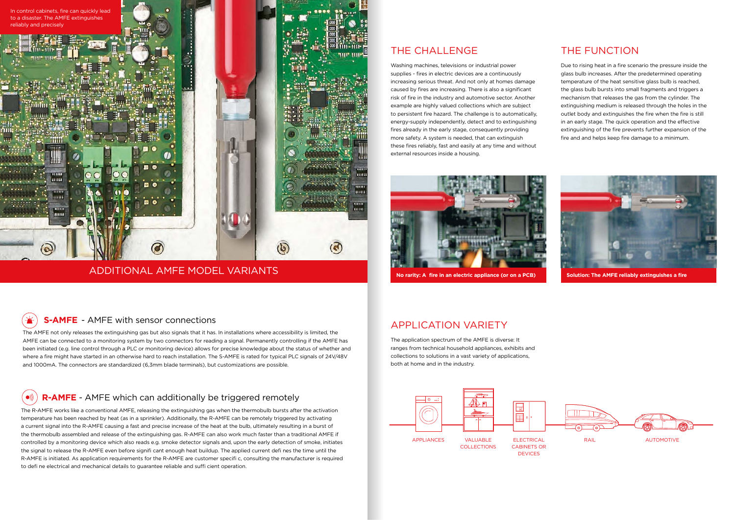In control cabinets, fire can quickly lead to a disaster. The AMFE extinguishes reliably and precisely

## ADDITIONAL AMFE MODEL VARIANTS

### S-AMFE - AMFE with sensor connections

The AMFE not only releases the extinguishing gas but also signals that it has. In installations where accessibility is limited, the AMFE can be connected to a monitoring system by two connectors for reading a signal. Permanently controlling if the AMFE has been initiated (e.g. line control through a PLC or monitoring device) allows for precise knowledge about the status of whether and where a fire might have started in an otherwise hard to reach installation. The S-AMFE is rated for typical PLC signals of 24V/48V and 1000mA. The connectors are standardized (6,3mm blade terminals), but customizations are possible.

### R-AMFE - AMFE which can additionally be triggered remotely

The R-AMFE works like a conventional AMFE, releasing the extinguishing gas when the thermobulb bursts after the activation temperature has been reached by heat (as in a sprinkler). Additionally, the R-AMFE can be remotely triggered by activating a current signal into the R-AMFE causing a fast and precise increase of the heat at the bulb, ultimately resulting in a burst of the thermobulb assembled and release of the extinguishing gas. R-AMFE can also work much faster than a traditional AMFE if controlled by a monitoring device which also reads e.g. smoke detector signals and, upon the early detection of smoke, initiates the signal to release the R-AMFE even before signifi cant enough heat buildup. The applied current defi nes the time until the R-AMFE is initiated. As application requirements for the R-AMFE are customer specifi c, consulting the manufacturer is required to defi ne electrical and mechanical details to guarantee reliable and suffi cient operation.

## THE CHALLENGE

Washing machines, televisions or industrial power supplies - fires in electric devices are a continuously increasing serious threat. And not only at homes damage caused by fires are increasing. There is also a significant risk of fire in the industry and automotive sector. Another example are highly valued collections which are subject to persistent fire hazard. The challenge is to automatically, energy-supply independently, detect and to extinguishing fires already in the early stage, consequently providing more safety. A system is needed, that can extinguish these fires reliably, fast and easily at any time and without external resources inside a housing.

## THE FUNCTION

Due to rising heat in a fire scenario the pressure inside the glass bulb increases. After the predetermined operating temperature of the heat sensitive glass bulb is reached, the glass bulb bursts into small fragments and triggers a mechanism that releases the gas from the cylinder. The extinguishing medium is released through the holes in the outlet body and extinguishes the fire when the fire is still in an early stage. The quick operation and the effective extinguishing of the fire prevents further expansion of the fire and and helps keep fire damage to a minimum.

**No rarity: A fire in an electric appliance (or on a PCB)**

**Solution: The AMFE reliably extinguishes a fire**

## APPLICATION VARIETY

The application spectrum of the AMFE is diverse: It ranges from technical household appliances, exhibits and collections to solutions in a vast variety of applications, both at home and in the industry.

APPLIANCES | VALUABLE COLLECTIONS | ELECTRICAL CABINETS OR DEVICES | RAIL | AUTOMOTIVE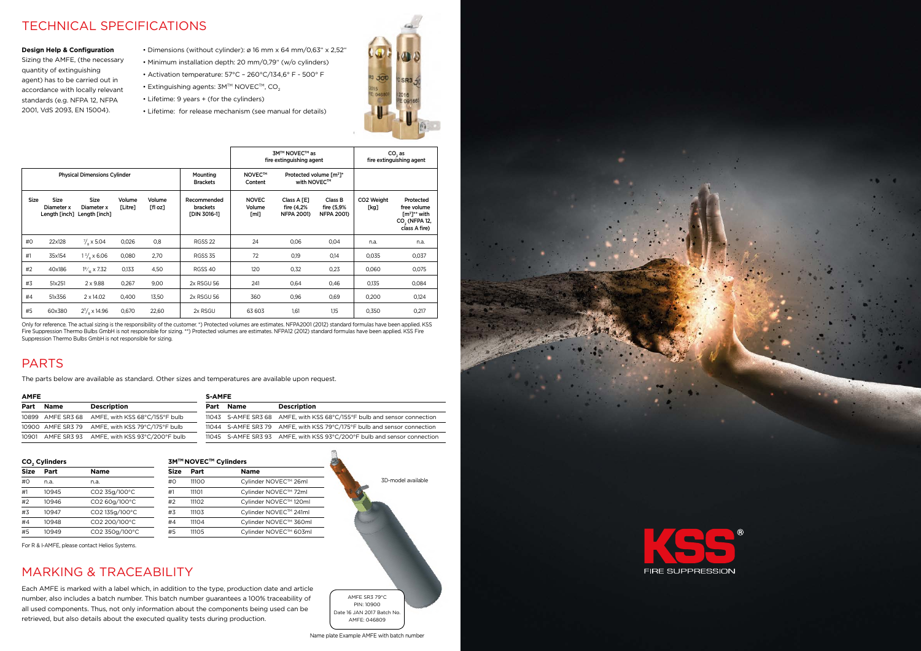# TECHNICAL SPECIFICATIONS

**Design Help & Configuration**
Sizing the AMFE, (the necessary quantity of extinguishing agent) has to be carried out in accordance with locally relevant standards (e.g. NFPA 12, NFPA 2001, VdS 2093, EN 15004).

- Dimensions (without cylinder): ø 16 mm x 64 mm/0,63" x 2,52"
- Minimum installation depth: 20 mm/0,79" (w/o cylinders)
- Activation temperature: 57°C – 260°C/134,6° F - 500° F
- Extinguishing agents: 3M™ NOVEC™, $CO_2$
- Lifetime: 9 years + (for the cylinders)
- Lifetime: for release mechanism (see manual for details)

| Physical Dimensions Cylinder | | | | | Mounting Brackets | 3M™ NOVEC™ as fire extinguishing agent | | | $CO_2$ as fire extinguishing agent | |
|---|---|---|---|---|---|---|---|---|---|---|
| | | | | | | NOVEC™ Content | Protected volume [m³]* with NOVEC™ | | | |
| Size | Size Diameter x Length [inch] | Size Diameter x Length [inch] | Volume [Litre] | Volume [fl oz] | Recommended brackets [DIN 3016-1] | NOVEC Volume [ml] | Class A [E] fire (4,2% NFPA 2001) | Class B fire (5,9% NFPA 2001) | CO2 Weight [kg] | Protected free volume [m³]** with $CO_2$ (NFPA 12, class A fire) |
| #0 | 22x128 | 7/8 x 5.04 | 0,026 | 0,8 | RGSS 22 | 24 | 0,06 | 0,04 | n.a. | n.a. |
| #1 | 35x154 | 1 3/8 x 6.06 | 0,080 | 2,70 | RGSS 35 | 72 | 0,19 | 0,14 | 0,035 | 0,037 |
| #2 | 40x186 | 1 9/16 x 7.32 | 0,133 | 4,50 | RGSS 40 | 120 | 0,32 | 0,23 | 0,060 | 0,075 |
| #3 | 51x251 | 2 x 9.88 | 0,267 | 9,00 | 2x RSGU 56 | 241 | 0,64 | 0,46 | 0,135 | 0,084 |
| #4 | 51x356 | 2 x 14.02 | 0,400 | 13,50 | 2x RSGU 56 | 360 | 0,96 | 0,69 | 0,200 | 0,124 |
| #5 | 60x380 | 2 3/8 x 14.96 | 0,670 | 22,60 | 2x RSGU | 63 603 | 1,61 | 1,15 | 0,350 | 0,217 |

Only for reference. The actual sizing is the responsibility of the customer. *) Protected volumes are estimates. NFPA2001 (2012) standard formulas have been applied. KSS Fire Suppression Thermo Bulbs GmbH is not responsible for sizing. **) Protected volumes are estimates. NFPA12 (2012) standard formulas have been applied. KSS Fire Suppression Thermo Bulbs GmbH is not responsible for sizing.

# PARTS

The parts below are available as standard. Other sizes and temperatures are available upon request.

**AMFE**

| Part | Name | Description |
|---|---|---|
| 10899 | AMFE SR3 68 | AMFE, with KSS 68°C/155°F bulb |
| 10900 | AMFE SR3 79 | AMFE, with KSS 79°C/175°F bulb |
| 10901 | AMFE SR3 93 | AMFE, with KSS 93°C/200°F bulb |

**S-AMFE**

| Part | Name | Description |
|---|---|---|
| 11043 | S-AMFE SR3 68 | AMFE, with KSS 68°C/155°F bulb and sensor connection |
| 11044 | S-AMFE SR3 79 | AMFE, with KSS 79°C/175°F bulb and sensor connection |
| 11045 | S-AMFE SR3 93 | AMFE, with KSS 93°C/200°F bulb and sensor connection |

**$CO_2$ Cylinders**

| Size | Part | Name |
|---|---|---|
| #0 | n.a. | n.a. |
| #1 | 10945 | CO2 35g/100°C |
| #2 | 10946 | CO2 60g/100°C |
| #3 | 10947 | CO2 135g/100°C |
| #4 | 10948 | CO2 200/100°C |
| #5 | 10949 | CO2 350g/100°C |

For R & I-AMFE, please contact Helios Systems.

**3M™ NOVEC™ Cylinders**

| Size | Part | Name |
|---|---|---|
| #0 | 11100 | Cylinder NOVEC™ 26ml |
| #1 | 11101 | Cylinder NOVEC™ 72ml |
| #2 | 11102 | Cylinder NOVEC™ 120ml |
| #3 | 11103 | Cylinder NOVEC™ 241ml |
| #4 | 11104 | Cylinder NOVEC™ 360ml |
| #5 | 11105 | Cylinder NOVEC™ 603ml |

3D-model available

# MARKING & TRACEABILITY

Each AMFE is marked with a label which, in addition to the type, production date and article number, also includes a batch number. This batch number guarantees a 100% traceability of all used components. Thus, not only information about the components being used can be retrieved, but also details about the executed quality tests during production.

AMFE SR3 79°C
PIN: 10900
Date 16 JAN 2017 Batch No.
AMFE: 046809

Name plate Example AMFE with batch number

KSS® FIRE SUPPRESSION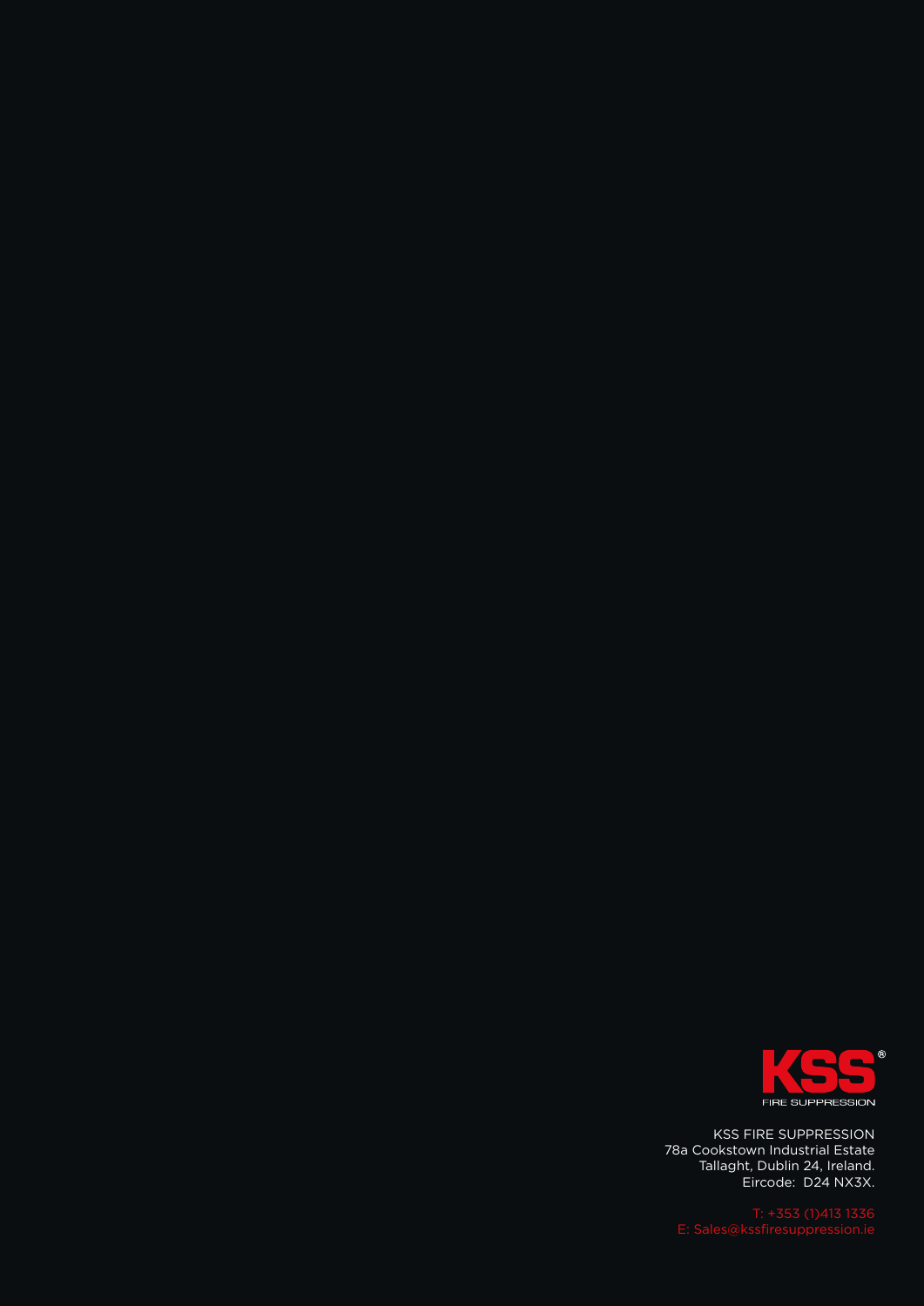KSS®
FIRE SUPPRESSION

KSS FIRE SUPPRESSION
78a Cookstown Industrial Estate
Tallaght, Dublin 24, Ireland.
Eircode: D24 NX3X.

T: +353 (1)413 1336
E: Sales@kssfiresuppression.ie